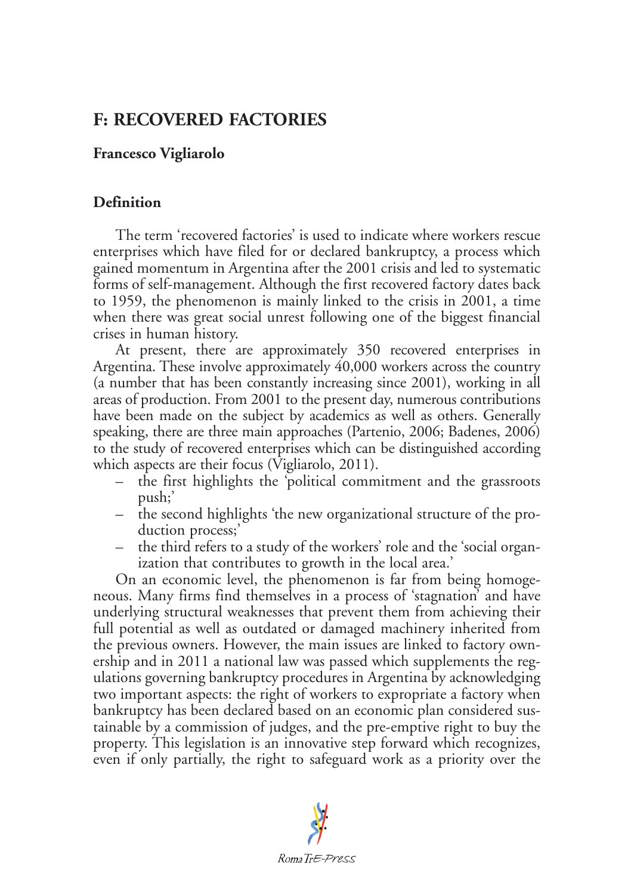## F: RECOVERED FACTORIES

**Francesco Vigliarolo**

### Definition

The term 'recovered factories' is used to indicate where workers rescue enterprises which have filed for or declared bankruptcy, a process which gained momentum in Argentina after the 2001 crisis and led to systematic forms of self-management. Although the first recovered factory dates back to 1959, the phenomenon is mainly linked to the crisis in 2001, a time when there was great social unrest following one of the biggest financial crises in human history.

At present, there are approximately 350 recovered enterprises in Argentina. These involve approximately 40,000 workers across the country (a number that has been constantly increasing since 2001), working in all areas of production. From 2001 to the present day, numerous contributions have been made on the subject by academics as well as others. Generally speaking, there are three main approaches (Partenio, 2006; Badenes, 2006) to the study of recovered enterprises which can be distinguished according which aspects are their focus (Vigliarolo, 2011).

- the first highlights the 'political commitment and the grassroots push;'
- the second highlights 'the new organizational structure of the production process;'
- the third refers to a study of the workers' role and the 'social organization that contributes to growth in the local area.'

On an economic level, the phenomenon is far from being homogeneous. Many firms find themselves in a process of 'stagnation' and have underlying structural weaknesses that prevent them from achieving their full potential as well as outdated or damaged machinery inherited from the previous owners. However, the main issues are linked to factory ownership and in 2011 a national law was passed which supplements the regulations governing bankruptcy procedures in Argentina by acknowledging two important aspects: the right of workers to expropriate a factory when bankruptcy has been declared based on an economic plan considered sustainable by a commission of judges, and the pre-emptive right to buy the property. This legislation is an innovative step forward which recognizes, even if only partially, the right to safeguard work as a priority over the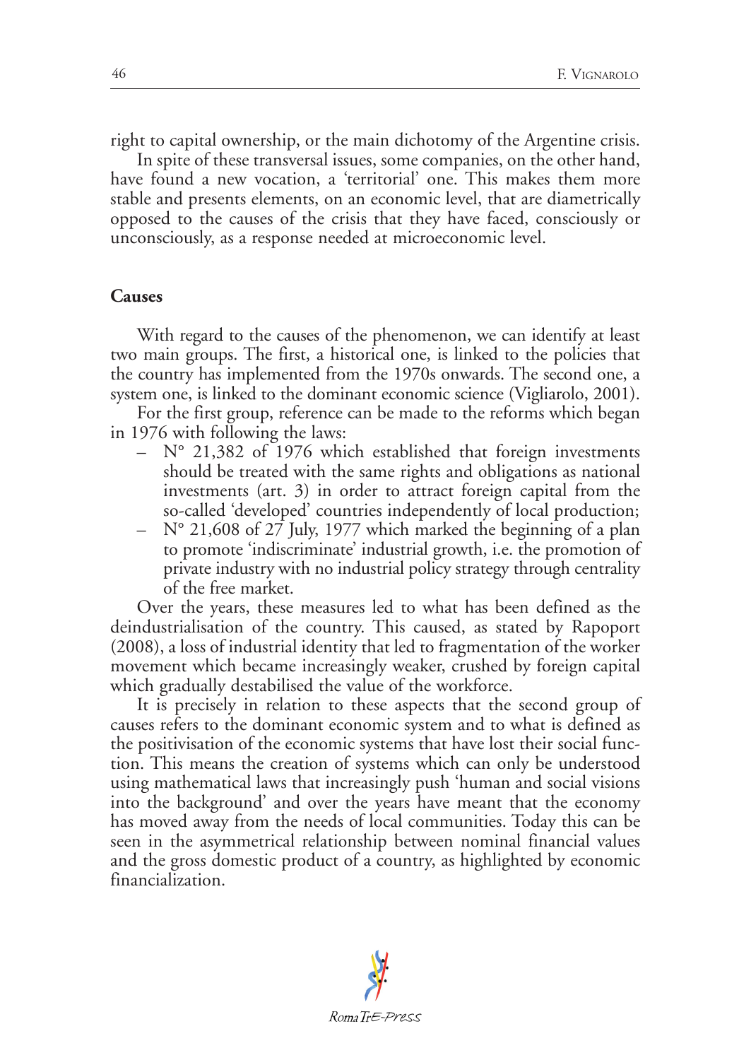right to capital ownership, or the main dichotomy of the Argentine crisis.

In spite of these transversal issues, some companies, on the other hand, have found a new vocation, a 'territorial' one. This makes them more stable and presents elements, on an economic level, that are diametrically opposed to the causes of the crisis that they have faced, consciously or unconsciously, as a response needed at microeconomic level.

## Causes

With regard to the causes of the phenomenon, we can identify at least two main groups. The first, a historical one, is linked to the policies that the country has implemented from the 1970s onwards. The second one, a system one, is linked to the dominant economic science (Vigliarolo, 2001).

For the first group, reference can be made to the reforms which began in 1976 with following the laws:

- N° 21,382 of 1976 which established that foreign investments should be treated with the same rights and obligations as national investments (art. 3) in order to attract foreign capital from the so-called 'developed' countries independently of local production;
- N° 21,608 of 27 July, 1977 which marked the beginning of a plan to promote 'indiscriminate' industrial growth, i.e. the promotion of private industry with no industrial policy strategy through centrality of the free market.

Over the years, these measures led to what has been defined as the deindustrialisation of the country. This caused, as stated by Rapoport (2008), a loss of industrial identity that led to fragmentation of the worker movement which became increasingly weaker, crushed by foreign capital which gradually destabilised the value of the workforce.

It is precisely in relation to these aspects that the second group of causes refers to the dominant economic system and to what is defined as the positivisation of the economic systems that have lost their social function. This means the creation of systems which can only be understood using mathematical laws that increasingly push 'human and social visions into the background' and over the years have meant that the economy has moved away from the needs of local communities. Today this can be seen in the asymmetrical relationship between nominal financial values and the gross domestic product of a country, as highlighted by economic financialization.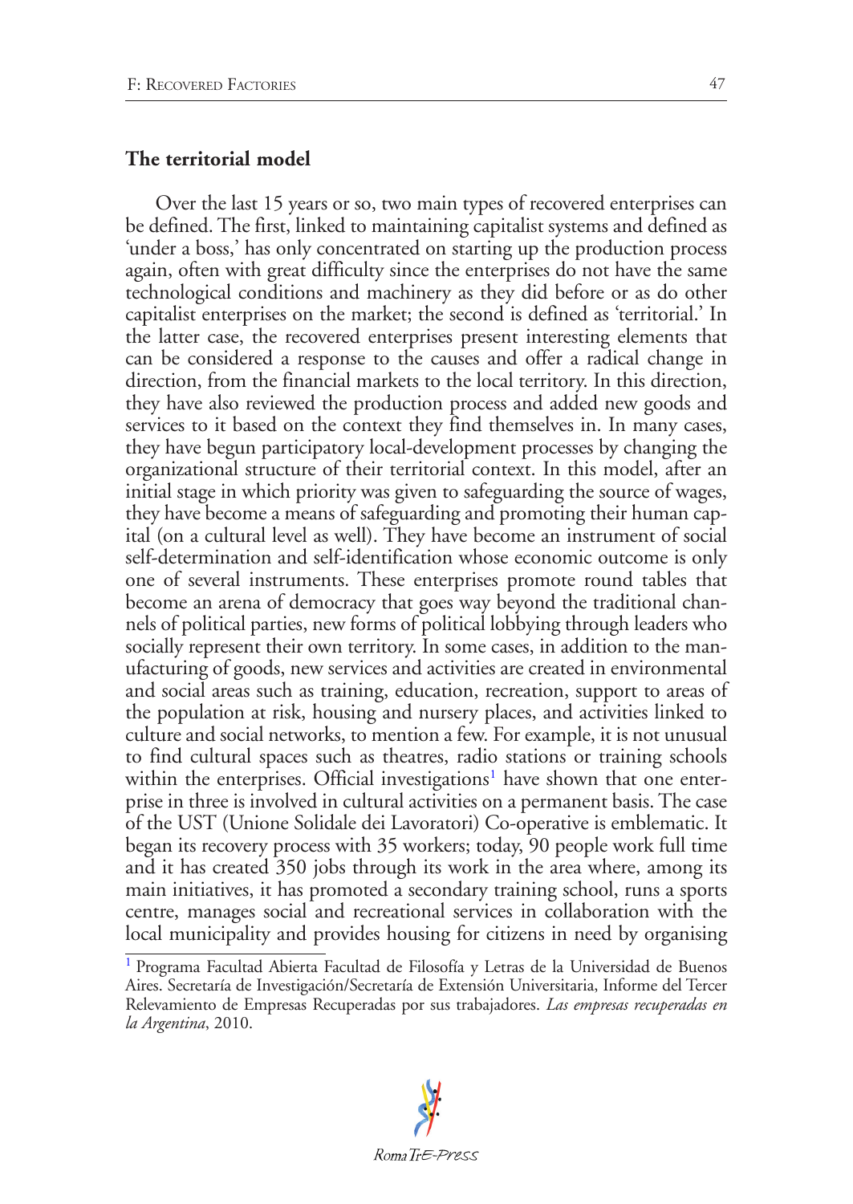## The territorial model

Over the last 15 years or so, two main types of recovered enterprises can be defined. The first, linked to maintaining capitalist systems and defined as 'under a boss,' has only concentrated on starting up the production process again, often with great difficulty since the enterprises do not have the same technological conditions and machinery as they did before or as do other capitalist enterprises on the market; the second is defined as 'territorial.' In the latter case, the recovered enterprises present interesting elements that can be considered a response to the causes and offer a radical change in direction, from the financial markets to the local territory. In this direction, they have also reviewed the production process and added new goods and services to it based on the context they find themselves in. In many cases, they have begun participatory local-development processes by changing the organizational structure of their territorial context. In this model, after an initial stage in which priority was given to safeguarding the source of wages, they have become a means of safeguarding and promoting their human capital (on a cultural level as well). They have become an instrument of social self-determination and self-identification whose economic outcome is only one of several instruments. These enterprises promote round tables that become an arena of democracy that goes way beyond the traditional channels of political parties, new forms of political lobbying through leaders who socially represent their own territory. In some cases, in addition to the manufacturing of goods, new services and activities are created in environmental and social areas such as training, education, recreation, support to areas of the population at risk, housing and nursery places, and activities linked to culture and social networks, to mention a few. For example, it is not unusual to find cultural spaces such as theatres, radio stations or training schools within the enterprises. Official investigations[1] have shown that one enterprise in three is involved in cultural activities on a permanent basis. The case of the UST (Unione Solidale dei Lavoratori) Co-operative is emblematic. It began its recovery process with 35 workers; today, 90 people work full time and it has created 350 jobs through its work in the area where, among its main initiatives, it has promoted a secondary training school, runs a sports centre, manages social and recreational services in collaboration with the local municipality and provides housing for citizens in need by organising

[1] Programa Facultad Abierta Facultad de Filosofía y Letras de la Universidad de Buenos Aires. Secretaría de Investigación/Secretaría de Extensión Universitaria, Informe del Tercer Relevamiento de Empresas Recuperadas por sus trabajadores. *Las empresas recuperadas en la Argentina*, 2010.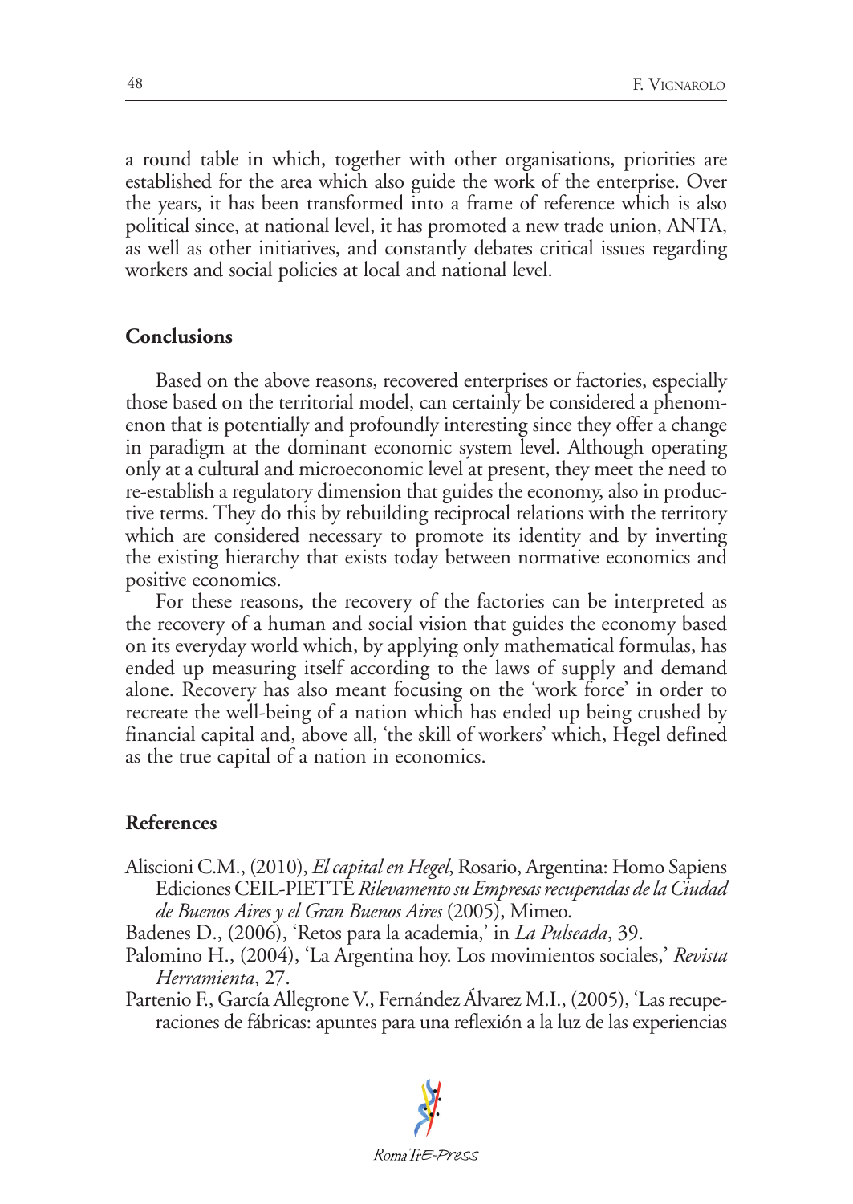a round table in which, together with other organisations, priorities are established for the area which also guide the work of the enterprise. Over the years, it has been transformed into a frame of reference which is also political since, at national level, it has promoted a new trade union, ANTA, as well as other initiatives, and constantly debates critical issues regarding workers and social policies at local and national level.

## Conclusions

Based on the above reasons, recovered enterprises or factories, especially those based on the territorial model, can certainly be considered a phenomenon that is potentially and profoundly interesting since they offer a change in paradigm at the dominant economic system level. Although operating only at a cultural and microeconomic level at present, they meet the need to re-establish a regulatory dimension that guides the economy, also in productive terms. They do this by rebuilding reciprocal relations with the territory which are considered necessary to promote its identity and by inverting the existing hierarchy that exists today between normative economics and positive economics.

For these reasons, the recovery of the factories can be interpreted as the recovery of a human and social vision that guides the economy based on its everyday world which, by applying only mathematical formulas, has ended up measuring itself according to the laws of supply and demand alone. Recovery has also meant focusing on the 'work force' in order to recreate the well-being of a nation which has ended up being crushed by financial capital and, above all, 'the skill of workers' which, Hegel defined as the true capital of a nation in economics.

## References

Aliscioni C.M., (2010), *El capital en Hegel*, Rosario, Argentina: Homo Sapiens Ediciones CEIL-PIETTE *Rilevamento su Empresas recuperadas de la Ciudad de Buenos Aires y el Gran Buenos Aires* (2005), Mimeo.

Badenes D., (2006), 'Retos para la academia,' in *La Pulseada*, 39.

Palomino H., (2004), 'La Argentina hoy. Los movimientos sociales,' *Revista Herramienta*, 27.

Partenio F., García Allegrone V., Fernández Álvarez M.I., (2005), 'Las recuperaciones de fábricas: apuntes para una reflexión a la luz de las experiencias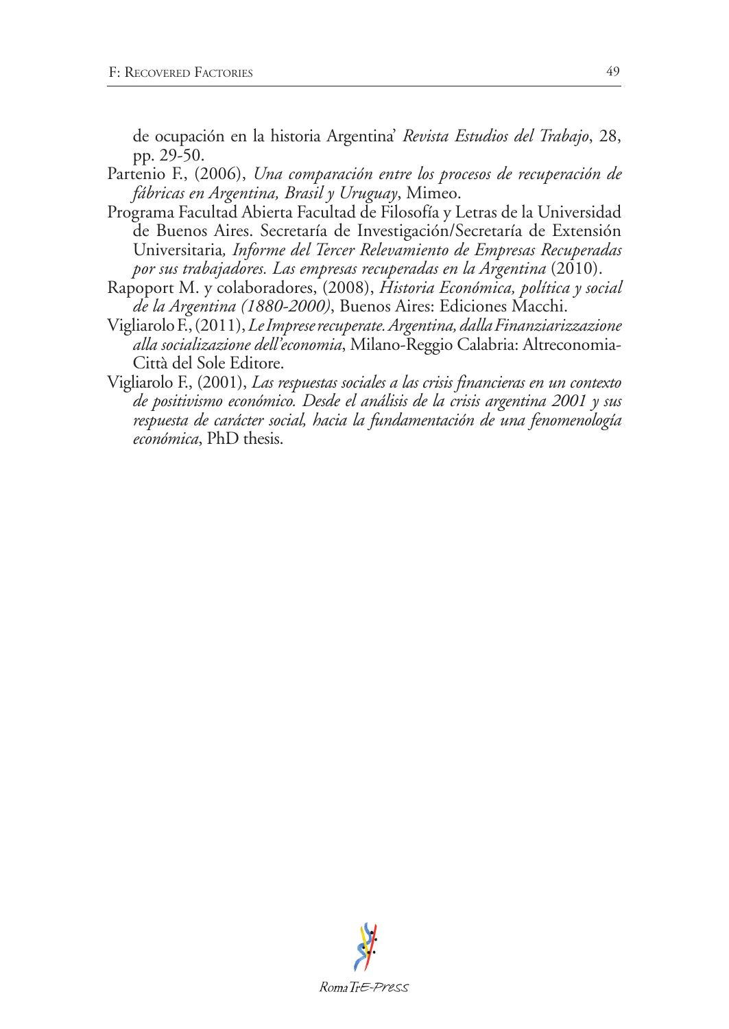de ocupación en la historia Argentina' *Revista Estudios del Trabajo*, 28, pp. 29-50.

Partenio F., (2006), *Una comparación entre los procesos de recuperación de fábricas en Argentina, Brasil y Uruguay*, Mimeo.

Programa Facultad Abierta Facultad de Filosofía y Letras de la Universidad de Buenos Aires. Secretaría de Investigación/Secretaría de Extensión Universitaria*, Informe del Tercer Relevamiento de Empresas Recuperadas por sus trabajadores. Las empresas recuperadas en la Argentina* (2010).

Rapoport M. y colaboradores, (2008), *Historia Económica, política y social de la Argentina (1880-2000)*, Buenos Aires: Ediciones Macchi.

Vigliarolo F., (2011), *Le Imprese recuperate. Argentina, dalla Finanziarizzazione alla socializzazione dell'economia*, Milano-Reggio Calabria: Altreconomia-Città del Sole Editore.

Vigliarolo F., (2001), *Las respuestas sociales a las crisis financieras en un contexto de positivismo económico. Desde el análisis de la crisis argentina 2001 y sus respuesta de carácter social, hacia la fundamentación de una fenomenología económica*, PhD thesis.